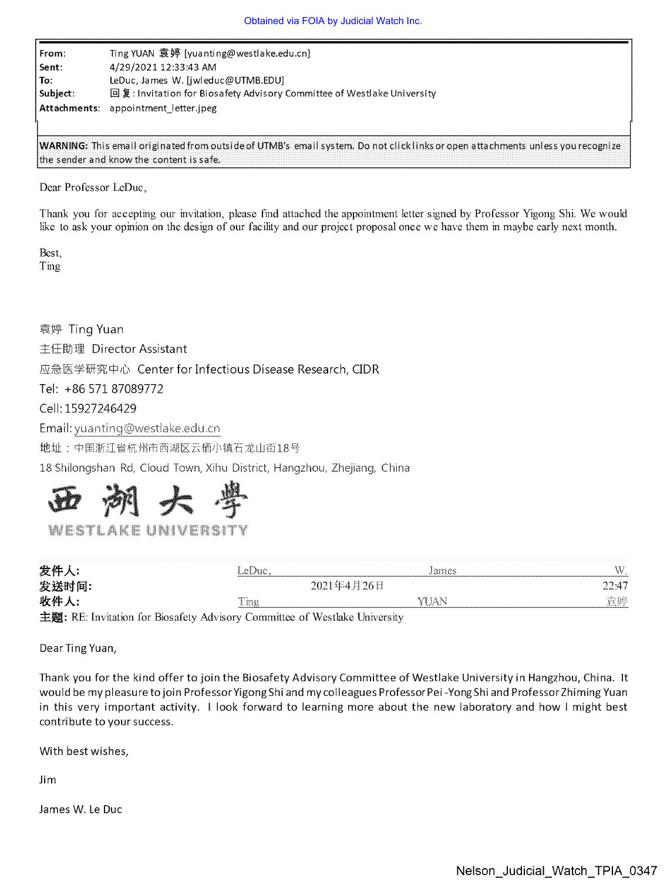Obtained via FOIA by Judicial Watch Inc.

| | |
|---|---|
| **From:** | Ting YUAN 袁婷 [yuanting@westlake.edu.cn] |
| **Sent:** | 4/29/2021 12:33:43 AM |
| **To:** | LeDuc, James W. [jwleduc@UTMB.EDU] |
| **Subject:** | 回复: Invitation for Biosafety Advisory Committee of Westlake University |
| **Attachments:** | appointment_letter.jpeg |

**WARNING:** This email originated from outside of UTMB's email system. Do not click links or open attachments unless you recognize the sender and know the content is safe.

Dear Professor LeDuc,

Thank you for accepting our invitation, please find attached the appointment letter signed by Professor Yigong Shi. We would like to ask your opinion on the design of our facility and our project proposal once we have them in maybe early next month.

Best,
Ting

袁婷 Ting Yuan
主任助理 Director Assistant
应急医学研究中心 Center for Infectious Disease Research, CIDR
Tel: +86 571 87089772
Cell: 15927246429
Email: yuanting@westlake.edu.cn
地址：中国浙江省杭州市西湖区云栖小镇石龙山街18号
18 Shilongshan Rd, Cloud Town, Xihu District, Hangzhou, Zhejiang, China

西湖大學
WESTLAKE UNIVERSITY

**发件人:** LeDuc, James W.
**发送时间:** 2021年4月26日 22:47
**收件人:** Ting YUAN 袁婷
**主题:** RE: Invitation for Biosafety Advisory Committee of Westlake University

Dear Ting Yuan,

Thank you for the kind offer to join the Biosafety Advisory Committee of Westlake University in Hangzhou, China. It would be my pleasure to join Professor Yigong Shi and my colleagues Professor Pei-Yong Shi and Professor Zhiming Yuan in this very important activity. I look forward to learning more about the new laboratory and how I might best contribute to your success.

With best wishes,

Jim

James W. Le Duc

Nelson_Judicial_Watch_TPIA_0347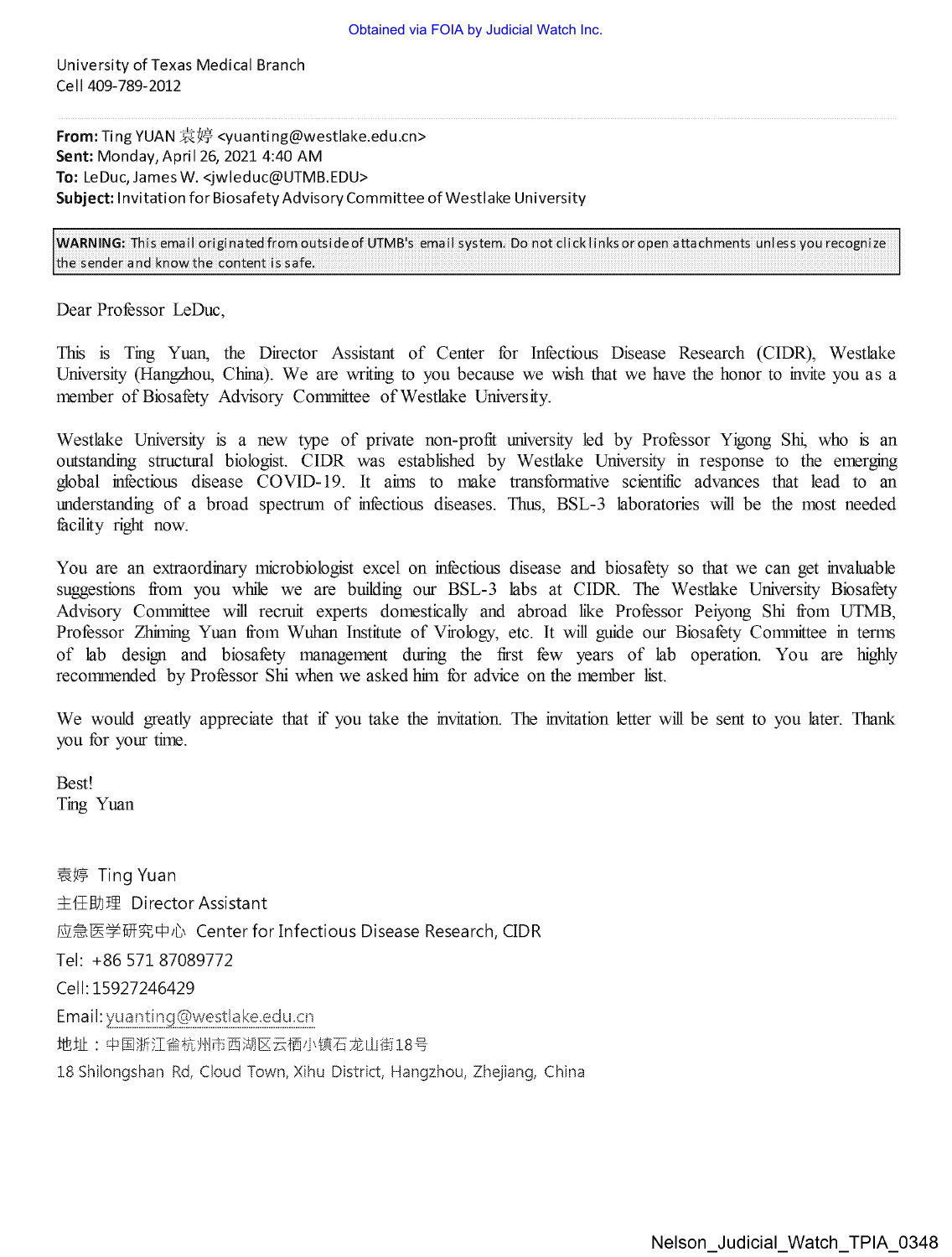Obtained via FOIA by Judicial Watch Inc.

University of Texas Medical Branch
Cell 409-789-2012

**From:** Ting YUAN 袁婷 <yuanting@westlake.edu.cn>
**Sent:** Monday, April 26, 2021 4:40 AM
**To:** LeDuc, James W. <jwleduc@UTMB.EDU>
**Subject:** Invitation for Biosafety Advisory Committee of Westlake University

**WARNING:** This email originated from outside of UTMB's email system. Do not click links or open attachments unless you recognize the sender and know the content is safe.

Dear Professor LeDuc,

This is Ting Yuan, the Director Assistant of Center for Infectious Disease Research (CIDR), Westlake University (Hangzhou, China). We are writing to you because we wish that we have the honor to invite you as a member of Biosafety Advisory Committee of Westlake University.

Westlake University is a new type of private non-profit university led by Professor Yigong Shi, who is an outstanding structural biologist. CIDR was established by Westlake University in response to the emerging global infectious disease COVID-19. It aims to make transformative scientific advances that lead to an understanding of a broad spectrum of infectious diseases. Thus, BSL-3 laboratories will be the most needed facility right now.

You are an extraordinary microbiologist excel on infectious disease and biosafety so that we can get invaluable suggestions from you while we are building our BSL-3 labs at CIDR. The Westlake University Biosafety Advisory Committee will recruit experts domestically and abroad like Professor Peiyong Shi from UTMB, Professor Zhiming Yuan from Wuhan Institute of Virology, etc. It will guide our Biosafety Committee in terms of lab design and biosafety management during the first few years of lab operation. You are highly recommended by Professor Shi when we asked him for advice on the member list.

We would greatly appreciate that if you take the invitation. The invitation letter will be sent to you later. Thank you for your time.

Best!
Ting Yuan

袁婷 Ting Yuan
主任助理 Director Assistant
应急医学研究中心 Center for Infectious Disease Research, CIDR
Tel: +86 571 87089772
Cell: 15927246429
Email: yuanting@westlake.edu.cn
地址：中国浙江省杭州市西湖区云栖小镇石龙山街18号
18 Shilongshan Rd, Cloud Town, Xihu District, Hangzhou, Zhejiang, China

Nelson_Judicial_Watch_TPIA_0348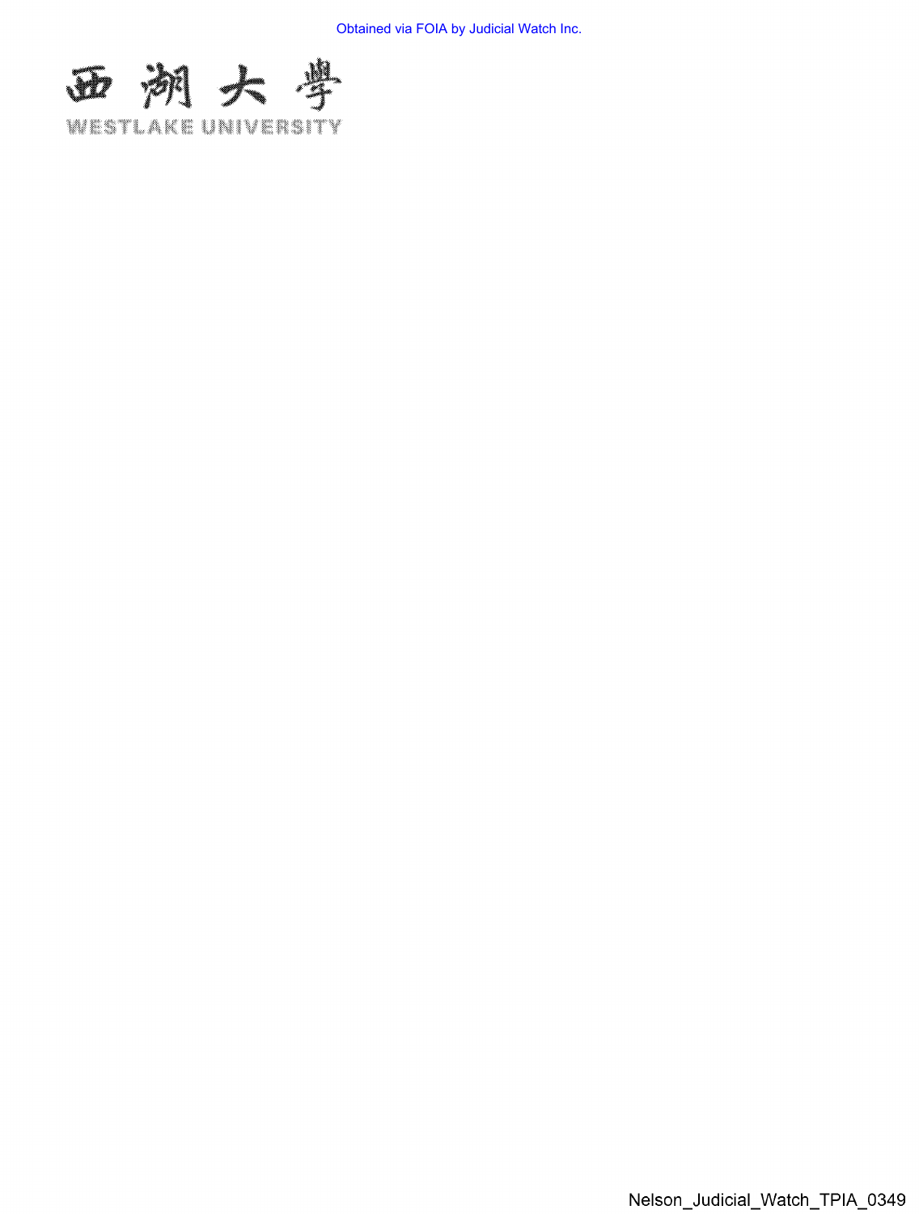西湖大學

WESTLAKE UNIVERSITY